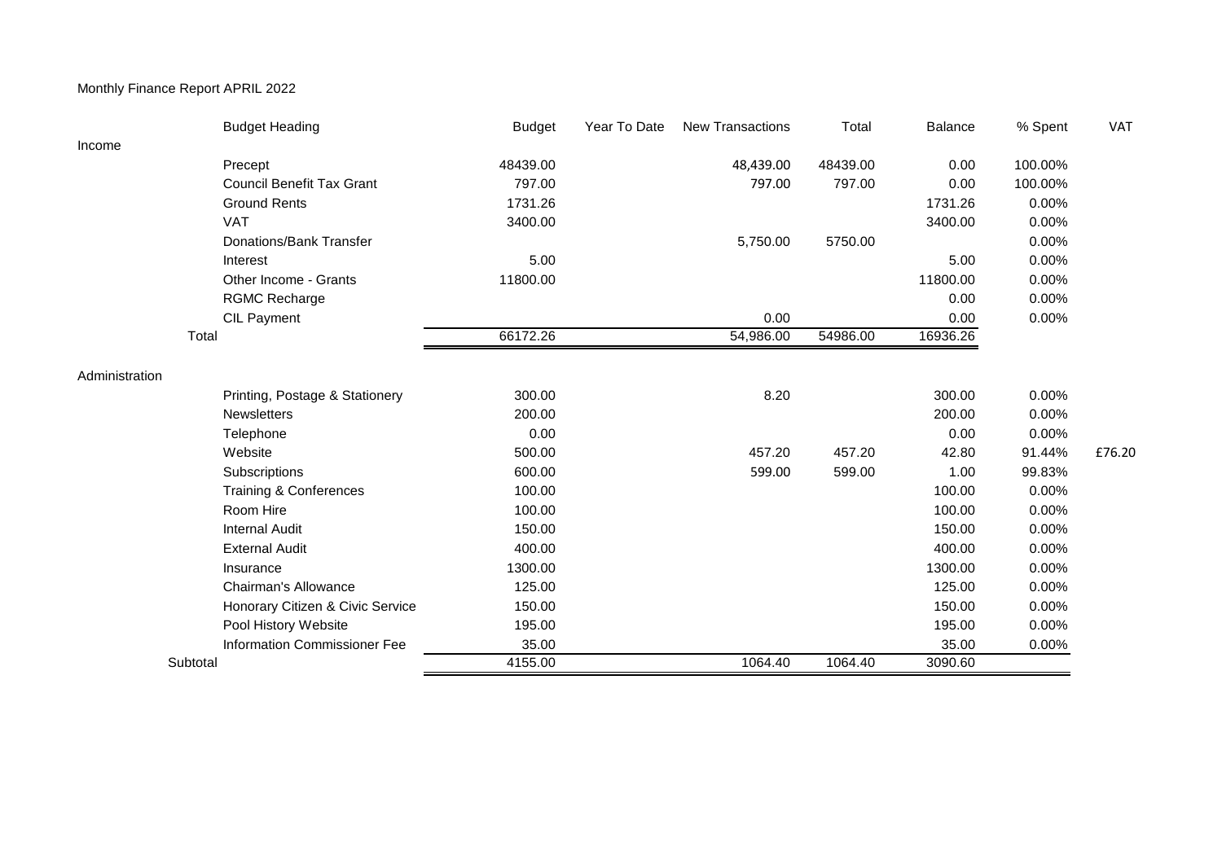Monthly Finance Report APRIL 2022

| | Budget Heading | Budget | Year To Date | New Transactions | Total | Balance | % Spent | VAT |
|---|---|---|---|---|---|---|---|---|
| Income | | | | | | | | |
| | Precept | 48439.00 | | 48,439.00 | 48439.00 | 0.00 | 100.00% | |
| | Council Benefit Tax Grant | 797.00 | | 797.00 | 797.00 | 0.00 | 100.00% | |
| | Ground Rents | 1731.26 | | | | 1731.26 | 0.00% | |
| | VAT | 3400.00 | | | | 3400.00 | 0.00% | |
| | Donations/Bank Transfer | | | 5,750.00 | 5750.00 | | 0.00% | |
| | Interest | 5.00 | | | | 5.00 | 0.00% | |
| | Other Income - Grants | 11800.00 | | | | 11800.00 | 0.00% | |
| | RGMC Recharge | | | | | 0.00 | 0.00% | |
| | CIL Payment | | | 0.00 | | 0.00 | 0.00% | |
| Total | | 66172.26 | | 54,986.00 | 54986.00 | 16936.26 | | |
| Administration | | | | | | | | |
| | Printing, Postage & Stationery | 300.00 | | 8.20 | | 300.00 | 0.00% | |
| | Newsletters | 200.00 | | | | 200.00 | 0.00% | |
| | Telephone | 0.00 | | | | 0.00 | 0.00% | |
| | Website | 500.00 | | 457.20 | 457.20 | 42.80 | 91.44% | £76.20 |
| | Subscriptions | 600.00 | | 599.00 | 599.00 | 1.00 | 99.83% | |
| | Training & Conferences | 100.00 | | | | 100.00 | 0.00% | |
| | Room Hire | 100.00 | | | | 100.00 | 0.00% | |
| | Internal Audit | 150.00 | | | | 150.00 | 0.00% | |
| | External Audit | 400.00 | | | | 400.00 | 0.00% | |
| | Insurance | 1300.00 | | | | 1300.00 | 0.00% | |
| | Chairman's Allowance | 125.00 | | | | 125.00 | 0.00% | |
| | Honorary Citizen & Civic Service | 150.00 | | | | 150.00 | 0.00% | |
| | Pool History Website | 195.00 | | | | 195.00 | 0.00% | |
| | Information Commissioner Fee | 35.00 | | | | 35.00 | 0.00% | |
| Subtotal | | 4155.00 | | 1064.40 | 1064.40 | 3090.60 | | |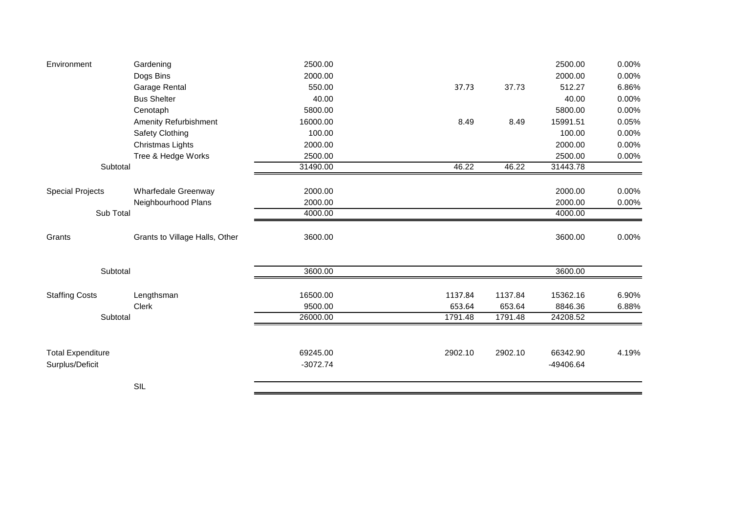| | | | | | | | |
|---|---|---|---|---|---|---|---|
| Environment | Gardening | 2500.00 | | | | 2500.00 | 0.00% |
| | Dogs Bins | 2000.00 | | | | 2000.00 | 0.00% |
| | Garage Rental | 550.00 | | 37.73 | 37.73 | 512.27 | 6.86% |
| | Bus Shelter | 40.00 | | | | 40.00 | 0.00% |
| | Cenotaph | 5800.00 | | | | 5800.00 | 0.00% |
| | Amenity Refurbishment | 16000.00 | | 8.49 | 8.49 | 15991.51 | 0.05% |
| | Safety Clothing | 100.00 | | | | 100.00 | 0.00% |
| | Christmas Lights | 2000.00 | | | | 2000.00 | 0.00% |
| | Tree & Hedge Works | 2500.00 | | | | 2500.00 | 0.00% |
| Subtotal | | 31490.00 | | 46.22 | 46.22 | 31443.78 | |
| Special Projects | Wharfedale Greenway | 2000.00 | | | | 2000.00 | 0.00% |
| | Neighbourhood Plans | 2000.00 | | | | 2000.00 | 0.00% |
| Sub Total | | 4000.00 | | | | 4000.00 | |
| Grants | Grants to Village Halls, Other | 3600.00 | | | | 3600.00 | 0.00% |
| Subtotal | | 3600.00 | | | | 3600.00 | |
| Staffing Costs | Lengthsman | 16500.00 | | 1137.84 | 1137.84 | 15362.16 | 6.90% |
| | Clerk | 9500.00 | | 653.64 | 653.64 | 8846.36 | 6.88% |
| Subtotal | | 26000.00 | | 1791.48 | 1791.48 | 24208.52 | |
| Total Expenditure | | 69245.00 | | 2902.10 | 2902.10 | 66342.90 | 4.19% |
| Surplus/Deficit | | -3072.74 | | | | -49406.64 | |
| | SIL | | | | | | |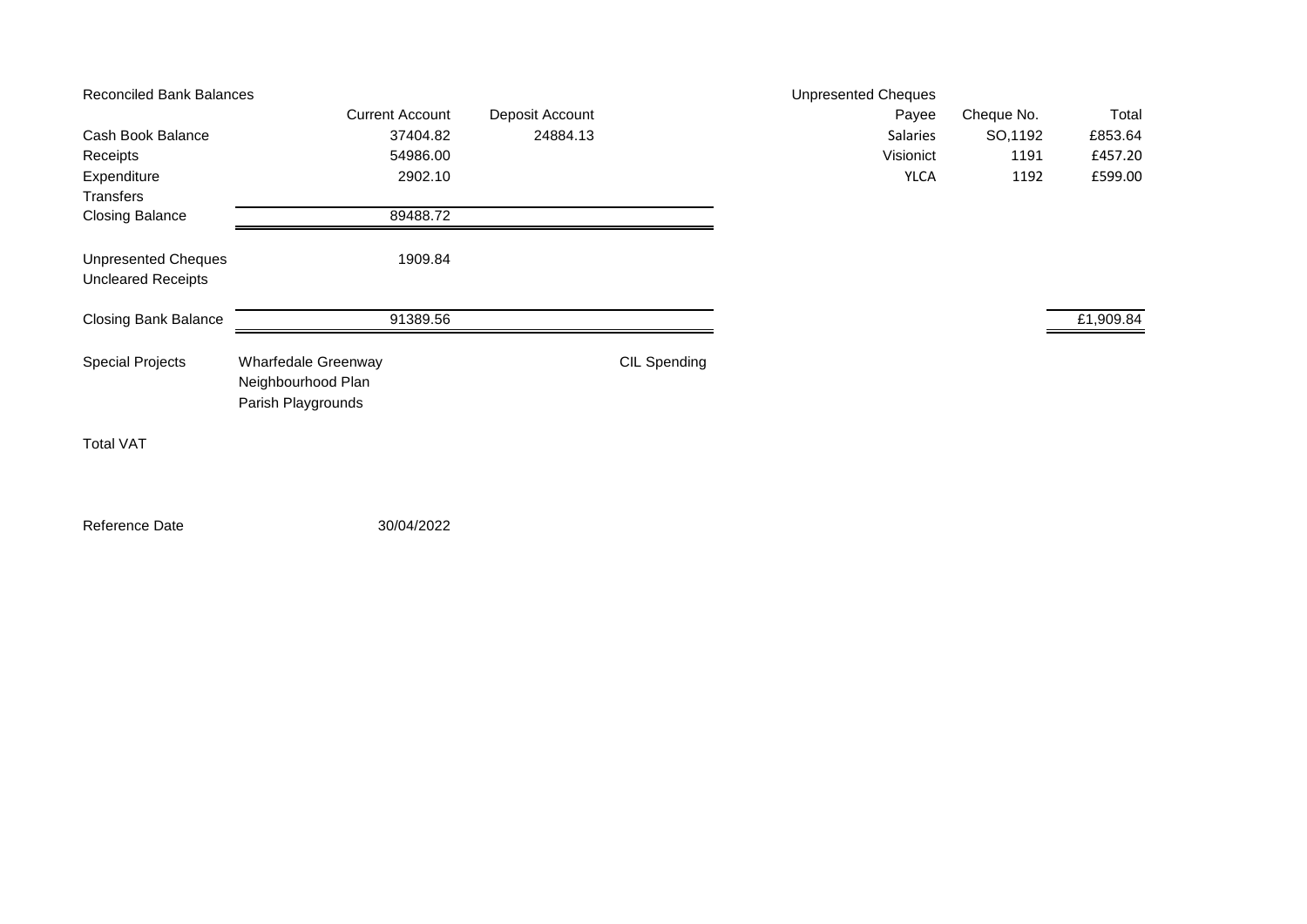Reconciled Bank Balances

| | Current Account | Deposit Account | |
|---|---|---|---|
| Cash Book Balance | 37404.82 | 24884.13 | |
| Receipts | 54986.00 | | |
| Expenditure | 2902.10 | | |
| Transfers | | | |
| Closing Balance | 89488.72 | | |
| Unpresented Cheques | 1909.84 | | |
| Uncleared Receipts | | | |
| Closing Bank Balance | 91389.56 | | |
| Special Projects | Wharfedale Greenway | | CIL Spending |
| | Neighbourhood Plan | | |
| | Parish Playgrounds | | |
| Total VAT | | | |
| Reference Date | 30/04/2022 | | |

Unpresented Cheques

| Payee | Cheque No. | Total |
|---|---|---|
| Salaries | SO,1192 | £853.64 |
| Visionict | 1191 | £457.20 |
| YLCA | 1192 | £599.00 |
| | | £1,909.84 |